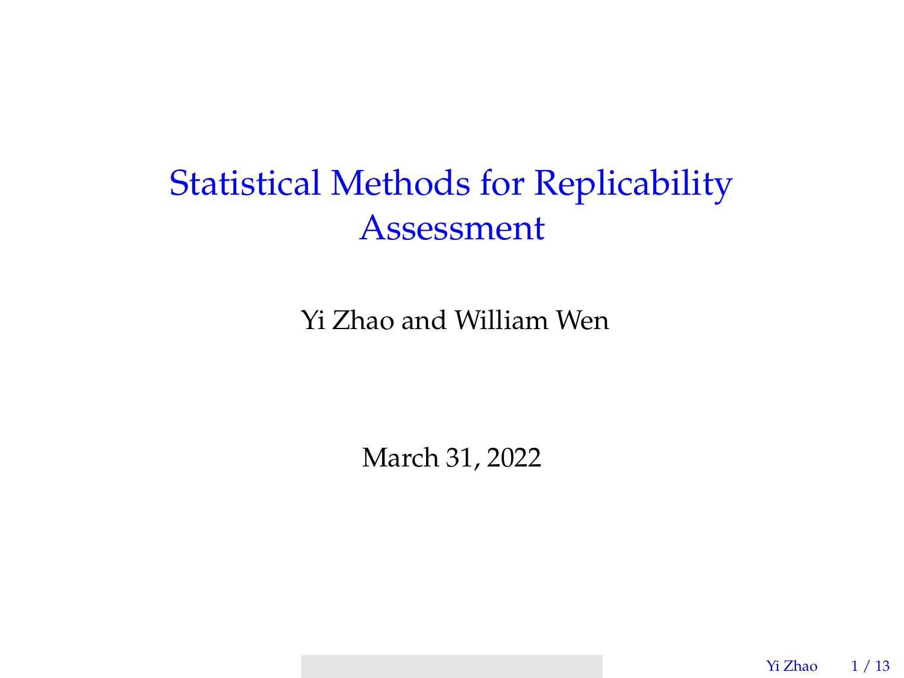# Statistical Methods for Replicability Assessment

Yi Zhao and William Wen

March 31, 2022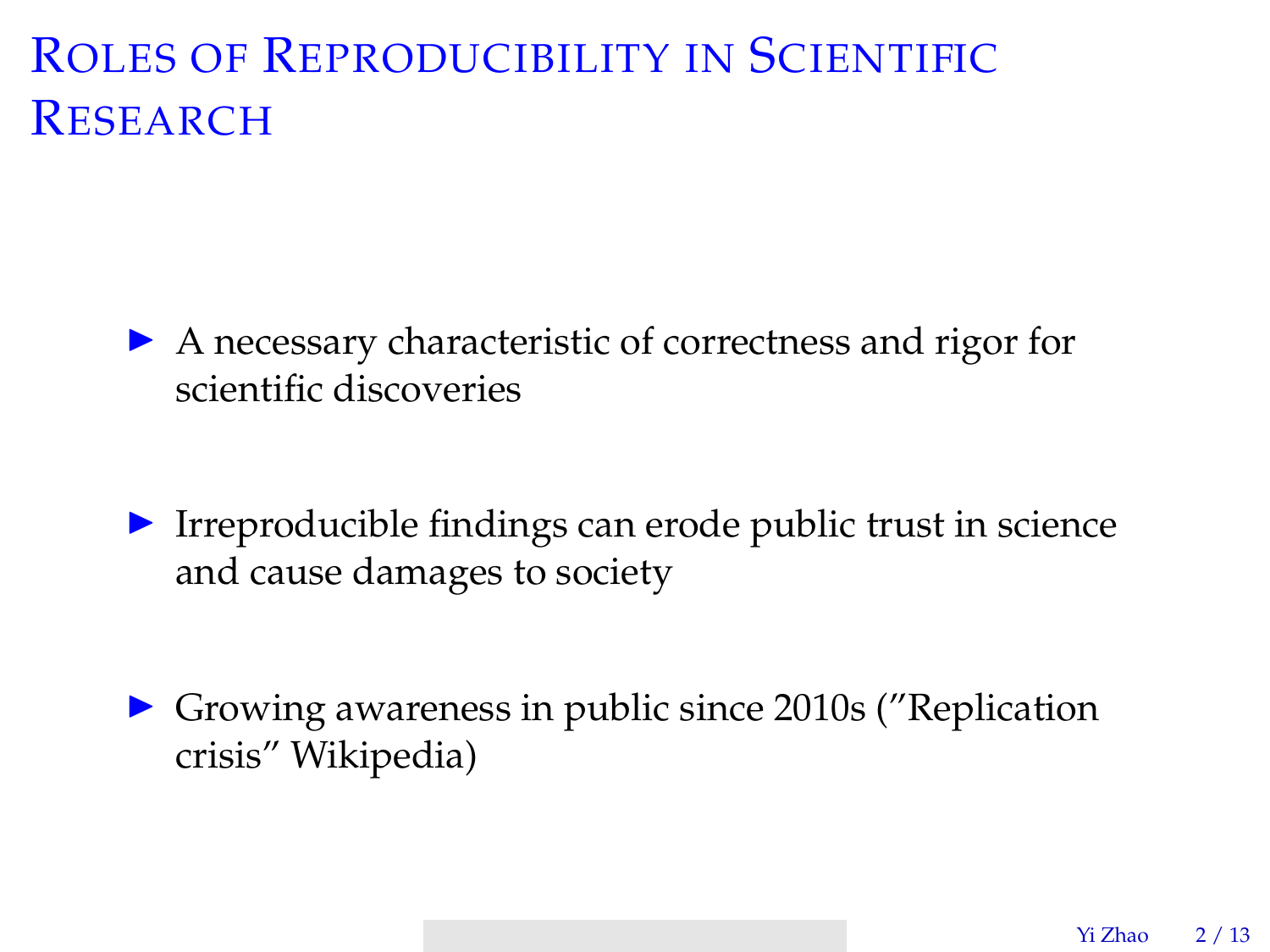# Roles of Reproducibility in Scientific Research

- A necessary characteristic of correctness and rigor for scientific discoveries
- Irreproducible findings can erode public trust in science and cause damages to society
- Growing awareness in public since 2010s ("Replication crisis" Wikipedia)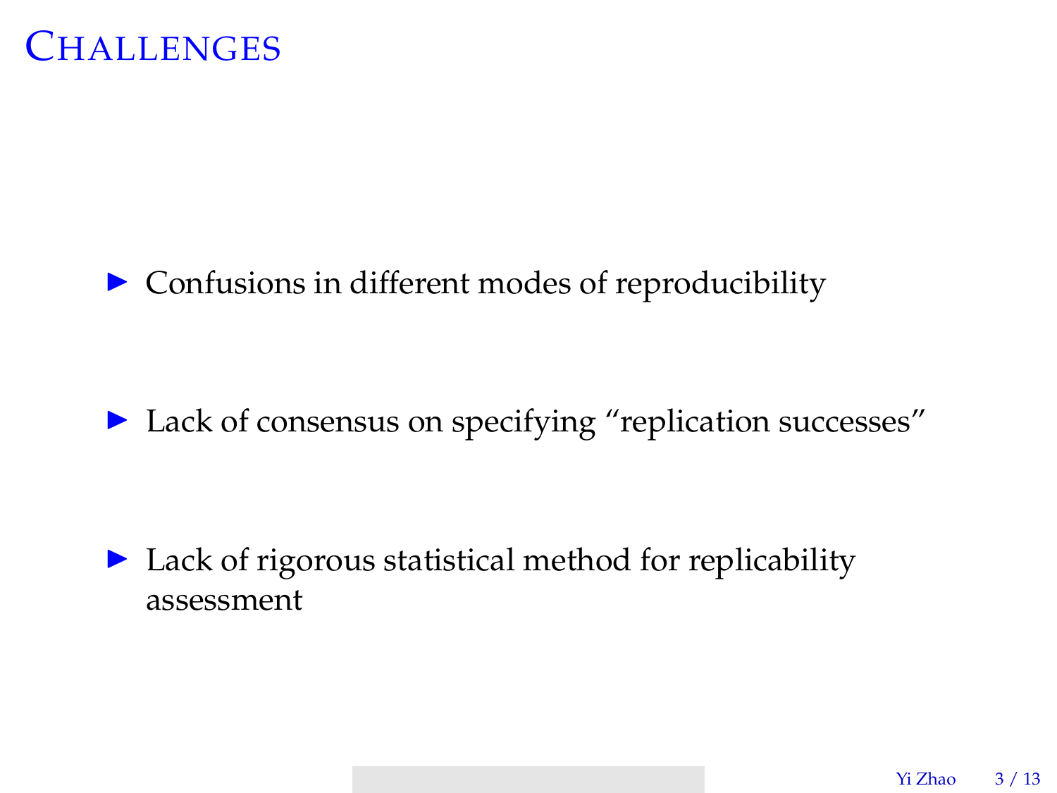# Challenges

- Confusions in different modes of reproducibility
- Lack of consensus on specifying “replication successes”
- Lack of rigorous statistical method for replicability assessment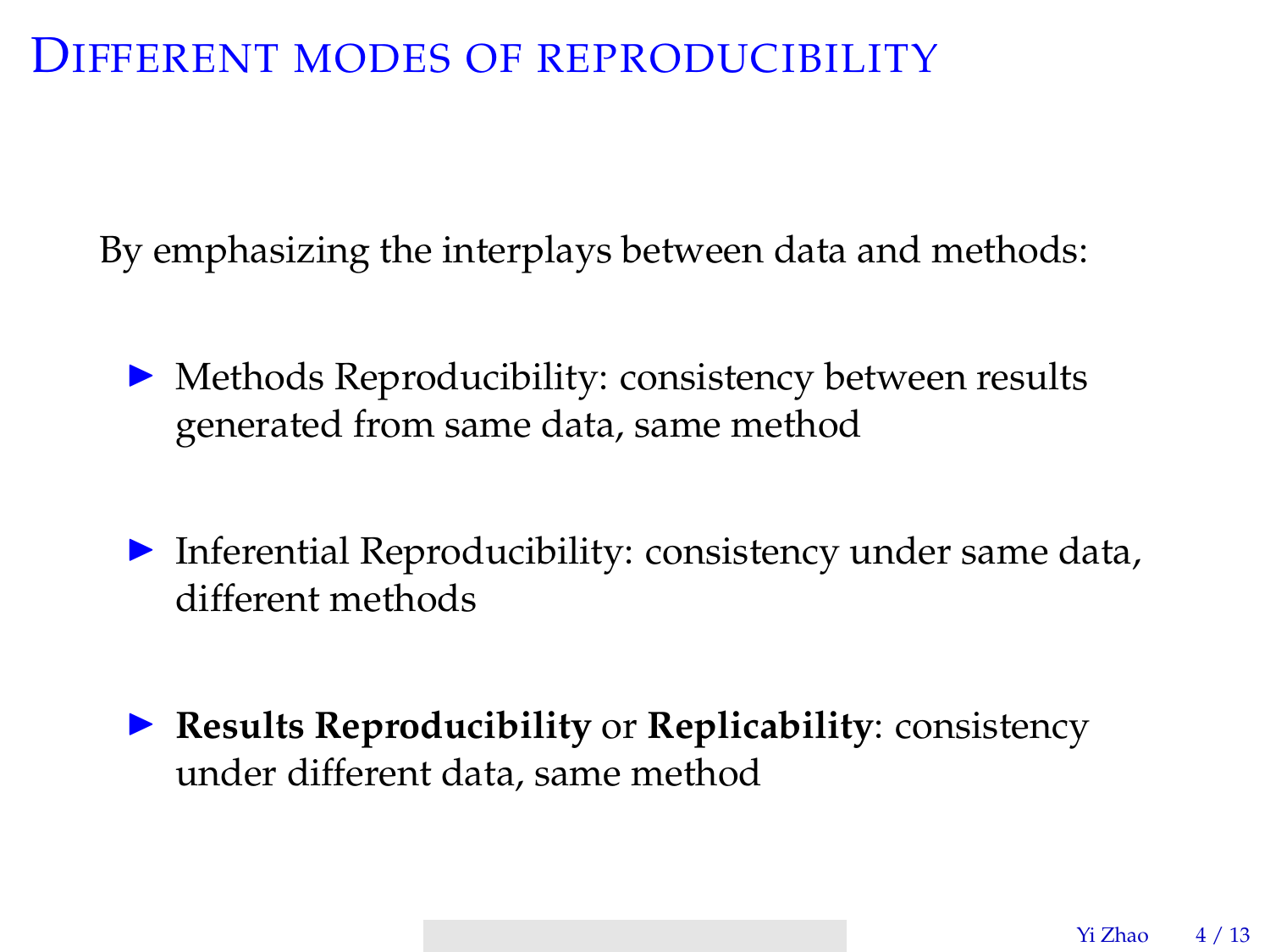# Different modes of reproducibility

By emphasizing the interplays between data and methods:

- Methods Reproducibility: consistency between results generated from same data, same method
- Inferential Reproducibility: consistency under same data, different methods
- **Results Reproducibility** or **Replicability**: consistency under different data, same method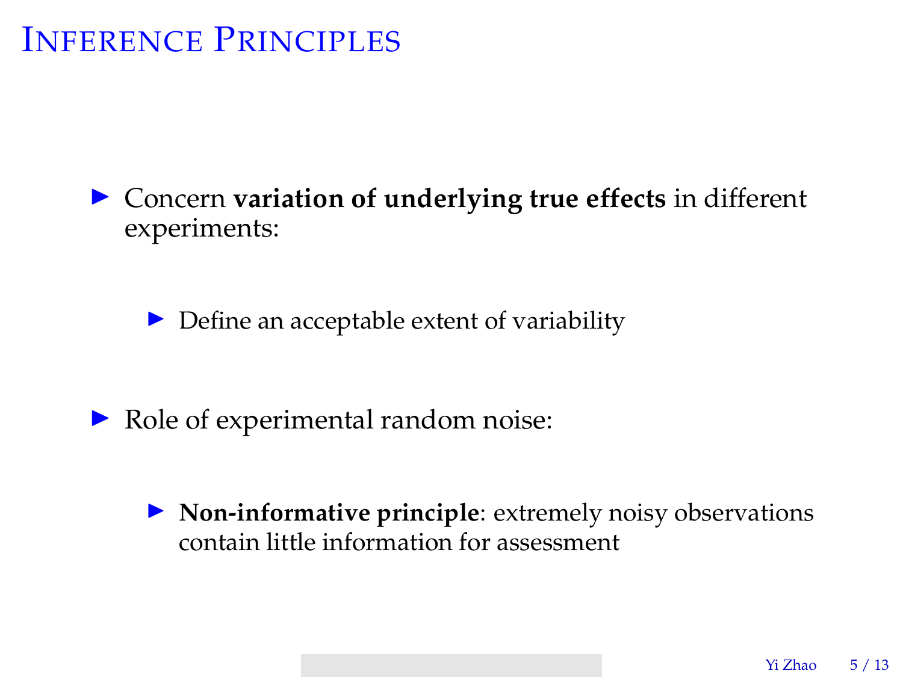# Inference Principles

- Concern **variation of underlying true effects** in different experiments:
  - Define an acceptable extent of variability
- Role of experimental random noise:
  - **Non-informative principle**: extremely noisy observations contain little information for assessment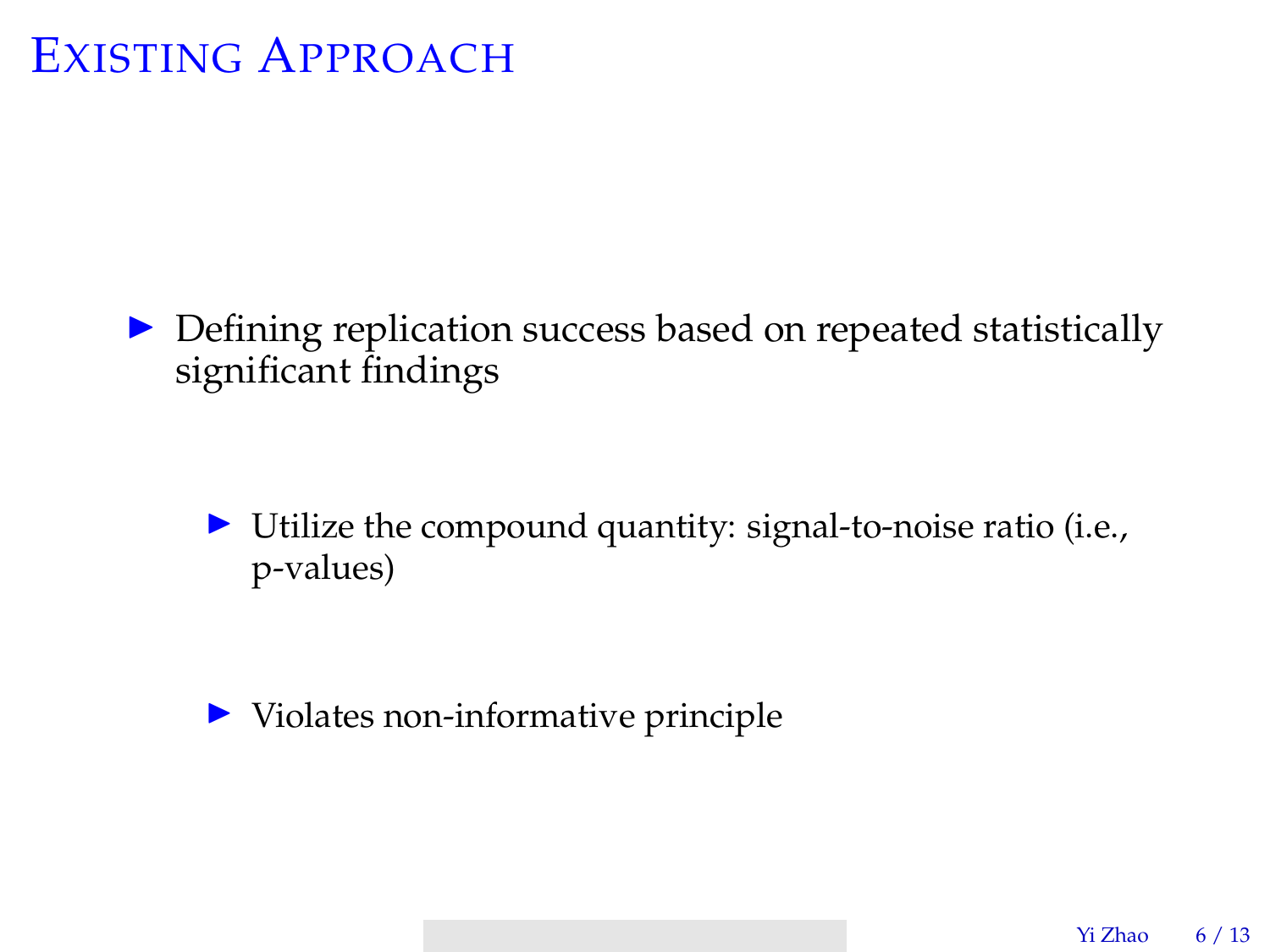# Existing Approach

- Defining replication success based on repeated statistically significant findings
  - Utilize the compound quantity: signal-to-noise ratio (i.e., p-values)
  - Violates non-informative principle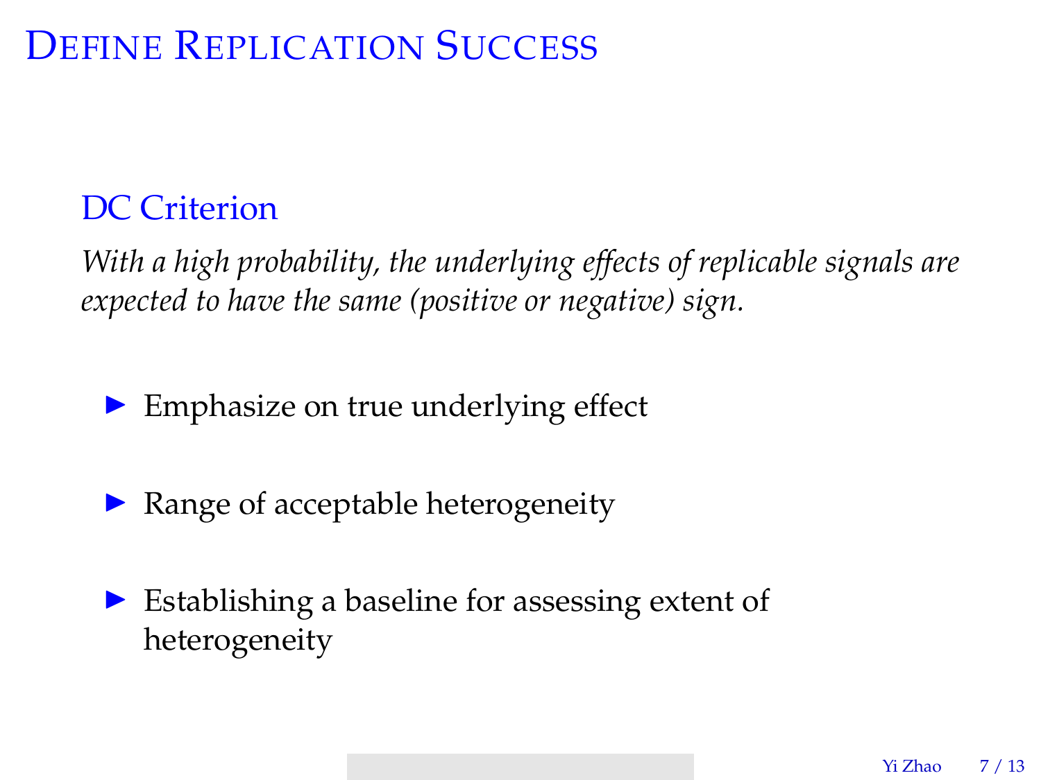# Define Replication Success

## DC Criterion

*With a high probability, the underlying effects of replicable signals are expected to have the same (positive or negative) sign.*

- Emphasize on true underlying effect
- Range of acceptable heterogeneity
- Establishing a baseline for assessing extent of heterogeneity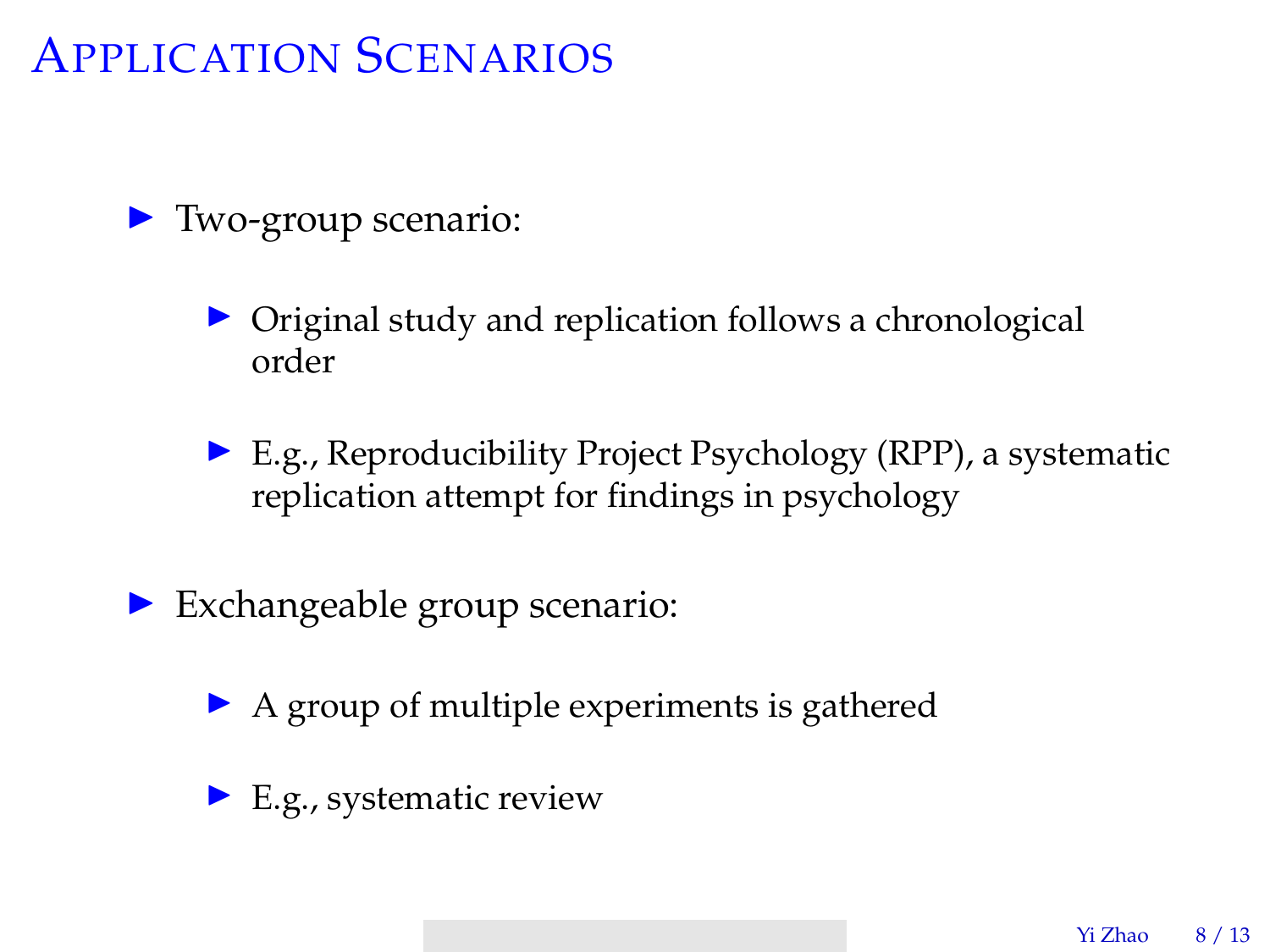# Application Scenarios

- Two-group scenario:
  - Original study and replication follows a chronological order
  - E.g., Reproducibility Project Psychology (RPP), a systematic replication attempt for findings in psychology
- Exchangeable group scenario:
  - A group of multiple experiments is gathered
  - E.g., systematic review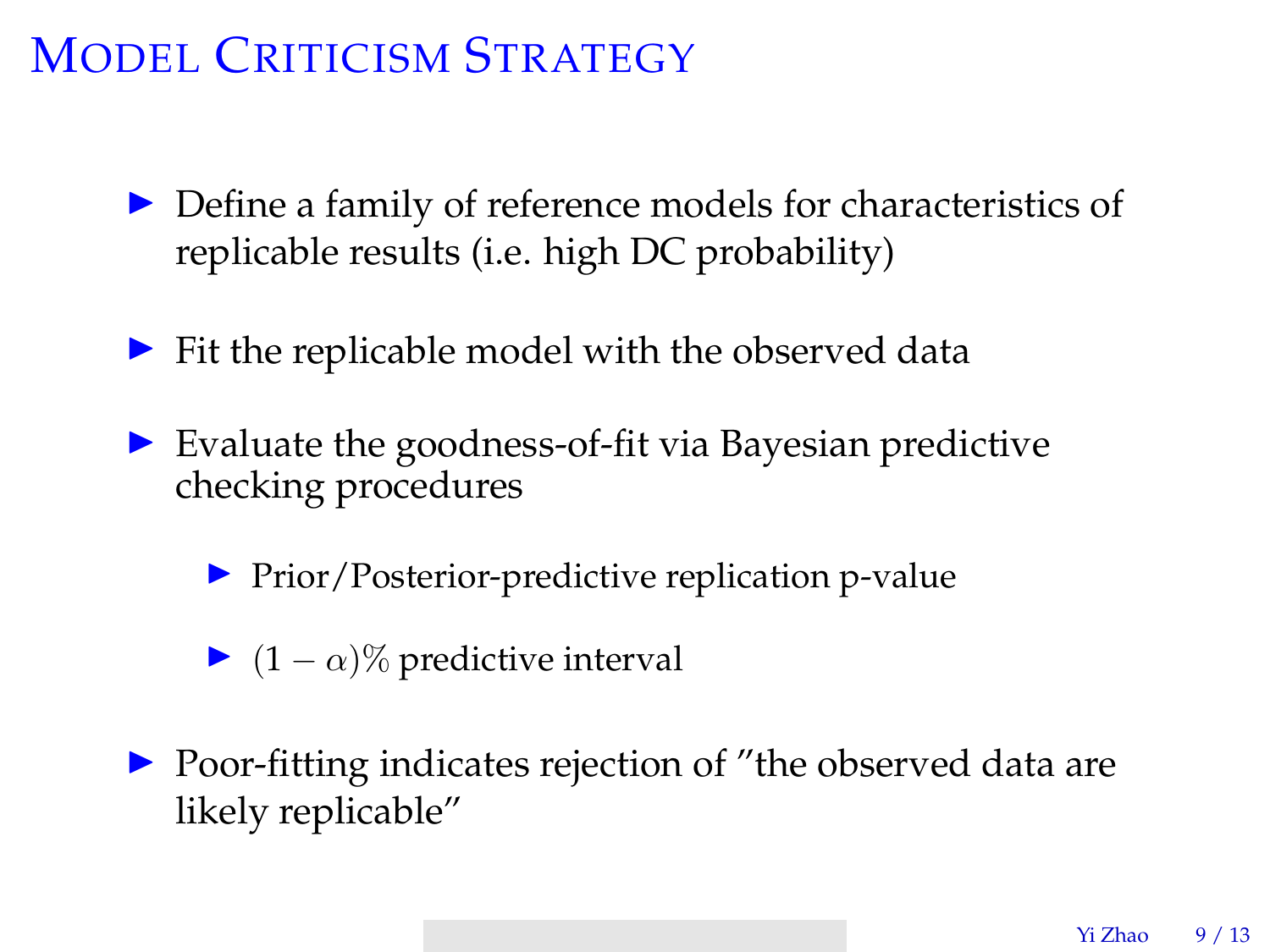# Model Criticism Strategy

- Define a family of reference models for characteristics of replicable results (i.e. high DC probability)
- Fit the replicable model with the observed data
- Evaluate the goodness-of-fit via Bayesian predictive checking procedures
  - Prior/Posterior-predictive replication p-value
  - $(1-\alpha)\%$ predictive interval
- Poor-fitting indicates rejection of "the observed data are likely replicable"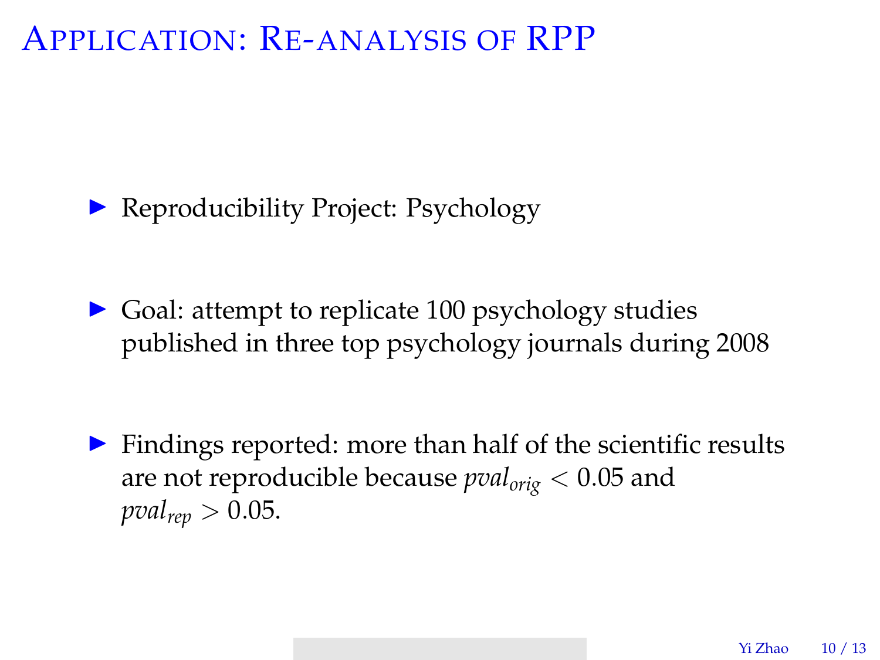# Application: Re-analysis of RPP

- Reproducibility Project: Psychology
- Goal: attempt to replicate 100 psychology studies published in three top psychology journals during 2008
- Findings reported: more than half of the scientific results are not reproducible because $pval_{orig} < 0.05$ and $pval_{rep} > 0.05$.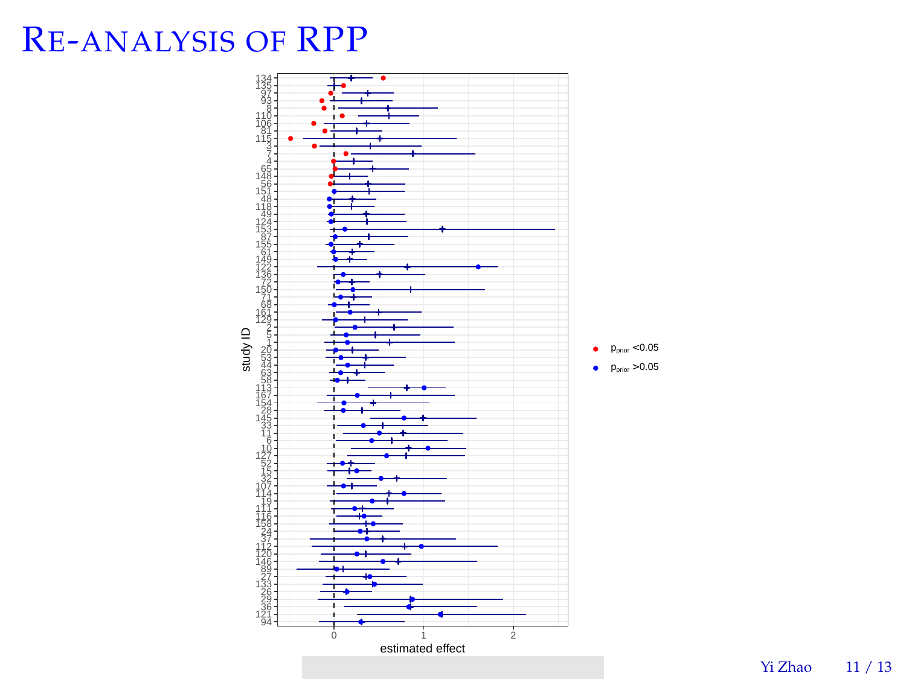# Re-analysis of RPP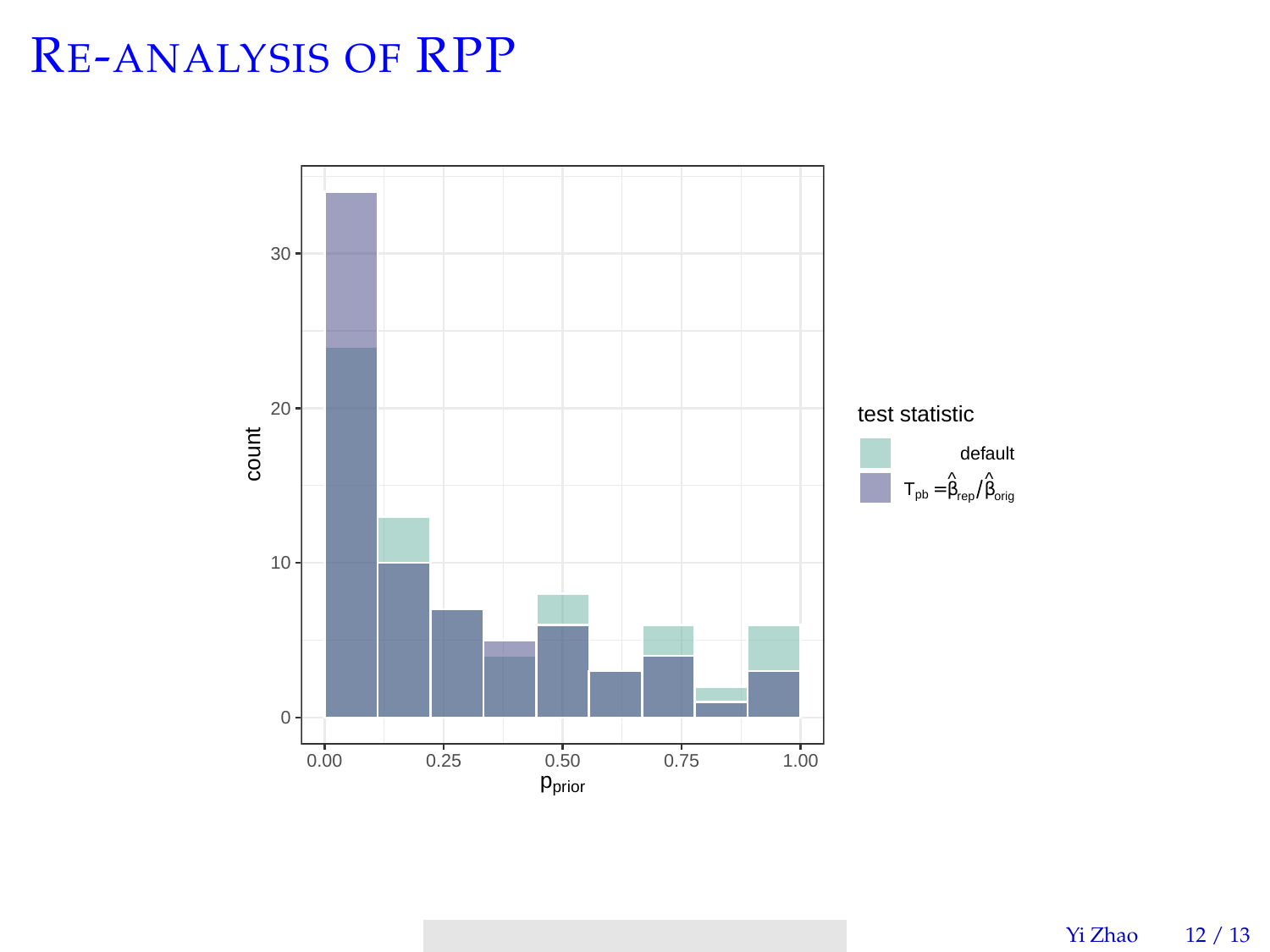# Re-analysis of RPP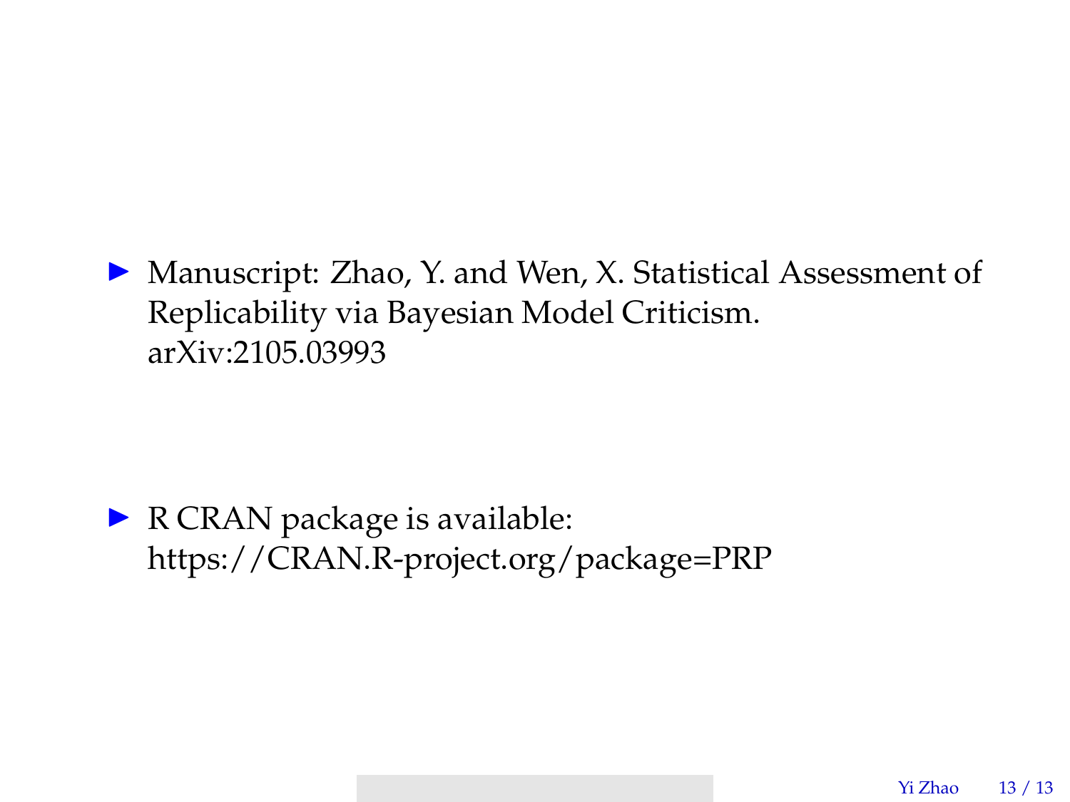- Manuscript: Zhao, Y. and Wen, X. Statistical Assessment of Replicability via Bayesian Model Criticism. arXiv:2105.03993

- R CRAN package is available: https://CRAN.R-project.org/package=PRP